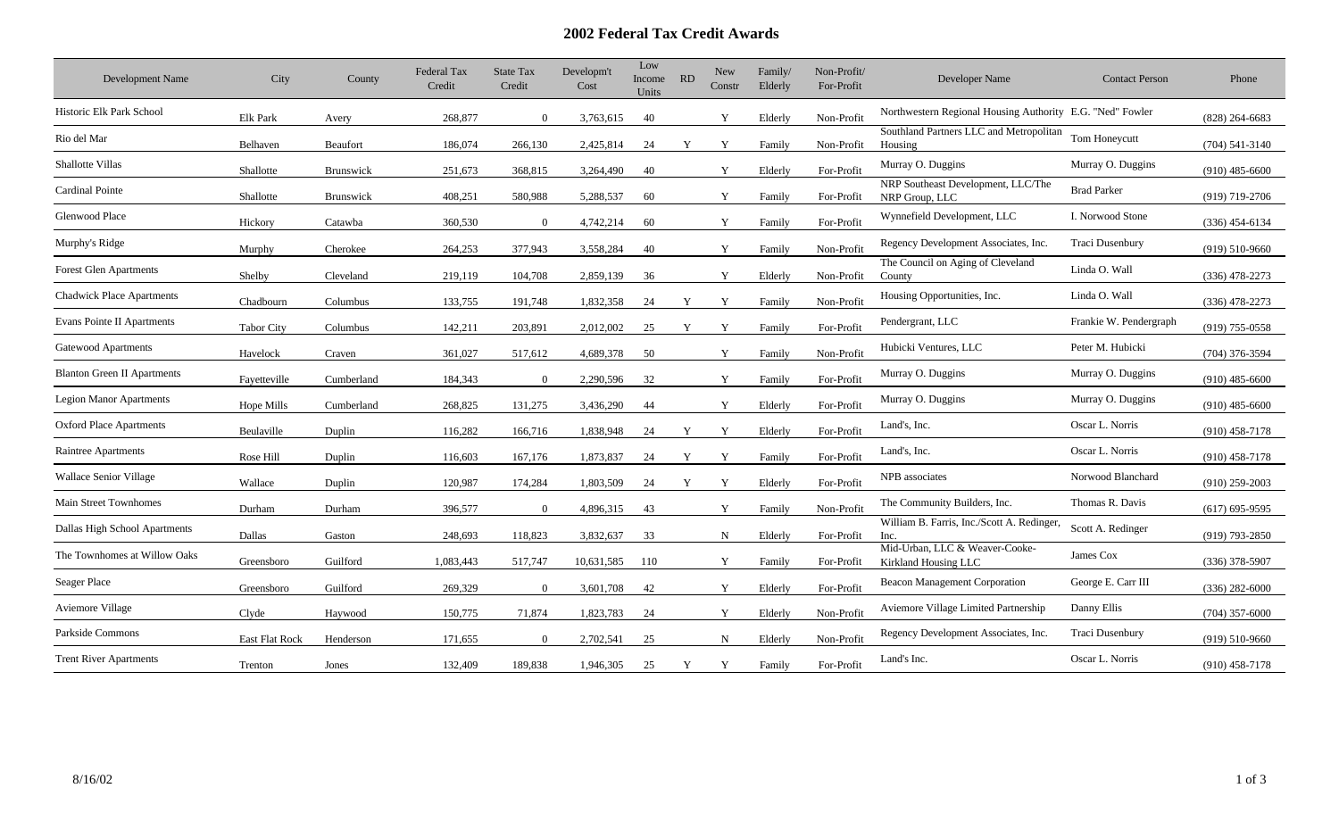# 2002 Federal Tax Credit Awards

| Development Name | City | County | Federal Tax Credit | State Tax Credit | Developm't Cost | Low Income Units | RD | New Constr | Family/ Elderly | Non-Profit/ For-Profit | Developer Name | Contact Person | Phone |
|---|---|---|---|---|---|---|---|---|---|---|---|---|---|
| Historic Elk Park School | Elk Park | Avery | 268,877 | 0 | 3,763,615 | 40 | | Y | Elderly | Non-Profit | Northwestern Regional Housing Authority | E.G. "Ned" Fowler | (828) 264-6683 |
| Rio del Mar | Belhaven | Beaufort | 186,074 | 266,130 | 2,425,814 | 24 | Y | Y | Family | Non-Profit | Southland Partners LLC and Metropolitan Housing | Tom Honeycutt | (704) 541-3140 |
| Shallotte Villas | Shallotte | Brunswick | 251,673 | 368,815 | 3,264,490 | 40 | | Y | Elderly | For-Profit | Murray O. Duggins | Murray O. Duggins | (910) 485-6600 |
| Cardinal Pointe | Shallotte | Brunswick | 408,251 | 580,988 | 5,288,537 | 60 | | Y | Family | For-Profit | NRP Southeast Development, LLC/The NRP Group, LLC | Brad Parker | (919) 719-2706 |
| Glenwood Place | Hickory | Catawba | 360,530 | 0 | 4,742,214 | 60 | | Y | Family | For-Profit | Wynnefield Development, LLC | I. Norwood Stone | (336) 454-6134 |
| Murphy's Ridge | Murphy | Cherokee | 264,253 | 377,943 | 3,558,284 | 40 | | Y | Family | Non-Profit | Regency Development Associates, Inc. | Traci Dusenbury | (919) 510-9660 |
| Forest Glen Apartments | Shelby | Cleveland | 219,119 | 104,708 | 2,859,139 | 36 | | Y | Elderly | Non-Profit | The Council on Aging of Cleveland County | Linda O. Wall | (336) 478-2273 |
| Chadwick Place Apartments | Chadbourn | Columbus | 133,755 | 191,748 | 1,832,358 | 24 | Y | Y | Family | Non-Profit | Housing Opportunities, Inc. | Linda O. Wall | (336) 478-2273 |
| Evans Pointe II Apartments | Tabor City | Columbus | 142,211 | 203,891 | 2,012,002 | 25 | Y | Y | Family | For-Profit | Pendergrant, LLC | Frankie W. Pendergraph | (919) 755-0558 |
| Gatewood Apartments | Havelock | Craven | 361,027 | 517,612 | 4,689,378 | 50 | | Y | Family | Non-Profit | Hubicki Ventures, LLC | Peter M. Hubicki | (704) 376-3594 |
| Blanton Green II Apartments | Fayetteville | Cumberland | 184,343 | 0 | 2,290,596 | 32 | | Y | Family | For-Profit | Murray O. Duggins | Murray O. Duggins | (910) 485-6600 |
| Legion Manor Apartments | Hope Mills | Cumberland | 268,825 | 131,275 | 3,436,290 | 44 | | Y | Elderly | For-Profit | Murray O. Duggins | Murray O. Duggins | (910) 485-6600 |
| Oxford Place Apartments | Beulaville | Duplin | 116,282 | 166,716 | 1,838,948 | 24 | Y | Y | Elderly | For-Profit | Land's, Inc. | Oscar L. Norris | (910) 458-7178 |
| Raintree Apartments | Rose Hill | Duplin | 116,603 | 167,176 | 1,873,837 | 24 | Y | Y | Family | For-Profit | Land's, Inc. | Oscar L. Norris | (910) 458-7178 |
| Wallace Senior Village | Wallace | Duplin | 120,987 | 174,284 | 1,803,509 | 24 | Y | Y | Elderly | For-Profit | NPB associates | Norwood Blanchard | (910) 259-2003 |
| Main Street Townhomes | Durham | Durham | 396,577 | 0 | 4,896,315 | 43 | | Y | Family | Non-Profit | The Community Builders, Inc. | Thomas R. Davis | (617) 695-9595 |
| Dallas High School Apartments | Dallas | Gaston | 248,693 | 118,823 | 3,832,637 | 33 | | N | Elderly | For-Profit | William B. Farris, Inc./Scott A. Redinger, Inc. | Scott A. Redinger | (919) 793-2850 |
| The Townhomes at Willow Oaks | Greensboro | Guilford | 1,083,443 | 517,747 | 10,631,585 | 110 | | Y | Family | For-Profit | Mid-Urban, LLC & Weaver-Cooke-Kirkland Housing LLC | James Cox | (336) 378-5907 |
| Seager Place | Greensboro | Guilford | 269,329 | 0 | 3,601,708 | 42 | | Y | Elderly | For-Profit | Beacon Management Corporation | George E. Carr III | (336) 282-6000 |
| Aviemore Village | Clyde | Haywood | 150,775 | 71,874 | 1,823,783 | 24 | | Y | Elderly | Non-Profit | Aviemore Village Limited Partnership | Danny Ellis | (704) 357-6000 |
| Parkside Commons | East Flat Rock | Henderson | 171,655 | 0 | 2,702,541 | 25 | | N | Elderly | Non-Profit | Regency Development Associates, Inc. | Traci Dusenbury | (919) 510-9660 |
| Trent River Apartments | Trenton | Jones | 132,409 | 189,838 | 1,946,305 | 25 | Y | Y | Family | For-Profit | Land's Inc. | Oscar L. Norris | (910) 458-7178 |

8/16/02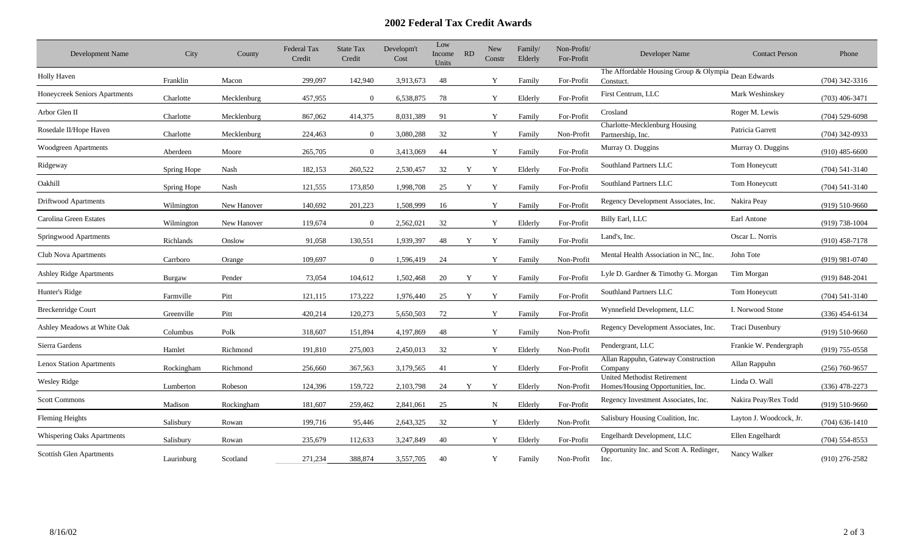## 2002 Federal Tax Credit Awards

| Development Name | City | County | Federal Tax Credit | State Tax Credit | Developm't Cost | Low Income Units | RD | New Constr | Family/ Elderly | Non-Profit/ For-Profit | Developer Name | Contact Person | Phone |
|---|---|---|---|---|---|---|---|---|---|---|---|---|---|
| Holly Haven | Franklin | Macon | 299,097 | 142,940 | 3,913,673 | 48 | | Y | Family | For-Profit | The Affordable Housing Group & Olympia Constuct. | Dean Edwards | (704) 342-3316 |
| Honeycreek Seniors Apartments | Charlotte | Mecklenburg | 457,955 | 0 | 6,538,875 | 78 | | Y | Elderly | For-Profit | First Centrum, LLC | Mark Weshinskey | (703) 406-3471 |
| Arbor Glen II | Charlotte | Mecklenburg | 867,062 | 414,375 | 8,031,389 | 91 | | Y | Family | For-Profit | Crosland | Roger M. Lewis | (704) 529-6098 |
| Rosedale II/Hope Haven | Charlotte | Mecklenburg | 224,463 | 0 | 3,080,288 | 32 | | Y | Family | Non-Profit | Charlotte-Mecklenburg Housing Partnership, Inc. | Patricia Garrett | (704) 342-0933 |
| Woodgreen Apartments | Aberdeen | Moore | 265,705 | 0 | 3,413,069 | 44 | | Y | Family | For-Profit | Murray O. Duggins | Murray O. Duggins | (910) 485-6600 |
| Ridgeway | Spring Hope | Nash | 182,153 | 260,522 | 2,530,457 | 32 | Y | Y | Elderly | For-Profit | Southland Partners LLC | Tom Honeycutt | (704) 541-3140 |
| Oakhill | Spring Hope | Nash | 121,555 | 173,850 | 1,998,708 | 25 | Y | Y | Family | For-Profit | Southland Partners LLC | Tom Honeycutt | (704) 541-3140 |
| Driftwood Apartments | Wilmington | New Hanover | 140,692 | 201,223 | 1,508,999 | 16 | | Y | Family | For-Profit | Regency Development Associates, Inc. | Nakira Peay | (919) 510-9660 |
| Carolina Green Estates | Wilmington | New Hanover | 119,674 | 0 | 2,562,021 | 32 | | Y | Elderly | For-Profit | Billy Earl, LLC | Earl Antone | (919) 738-1004 |
| Springwood Apartments | Richlands | Onslow | 91,058 | 130,551 | 1,939,397 | 48 | Y | Y | Family | For-Profit | Land's, Inc. | Oscar L. Norris | (910) 458-7178 |
| Club Nova Apartments | Carrboro | Orange | 109,697 | 0 | 1,596,419 | 24 | | Y | Family | Non-Profit | Mental Health Association in NC, Inc. | John Tote | (919) 981-0740 |
| Ashley Ridge Apartments | Burgaw | Pender | 73,054 | 104,612 | 1,502,468 | 20 | Y | Y | Family | For-Profit | Lyle D. Gardner & Timothy G. Morgan | Tim Morgan | (919) 848-2041 |
| Hunter's Ridge | Farmville | Pitt | 121,115 | 173,222 | 1,976,440 | 25 | Y | Y | Family | For-Profit | Southland Partners LLC | Tom Honeycutt | (704) 541-3140 |
| Breckenridge Court | Greenville | Pitt | 420,214 | 120,273 | 5,650,503 | 72 | | Y | Family | For-Profit | Wynnefield Development, LLC | I. Norwood Stone | (336) 454-6134 |
| Ashley Meadows at White Oak | Columbus | Polk | 318,607 | 151,894 | 4,197,869 | 48 | | Y | Family | Non-Profit | Regency Development Associates, Inc. | Traci Dusenbury | (919) 510-9660 |
| Sierra Gardens | Hamlet | Richmond | 191,810 | 275,003 | 2,450,013 | 32 | | Y | Elderly | Non-Profit | Pendergrant, LLC | Frankie W. Pendergraph | (919) 755-0558 |
| Lenox Station Apartments | Rockingham | Richmond | 256,660 | 367,563 | 3,179,565 | 41 | | Y | Elderly | For-Profit | Allan Rappuhn, Gateway Construction Company | Allan Rappuhn | (256) 760-9657 |
| Wesley Ridge | Lumberton | Robeson | 124,396 | 159,722 | 2,103,798 | 24 | Y | Y | Elderly | Non-Profit | United Methodist Retirement Homes/Housing Opportunities, Inc. | Linda O. Wall | (336) 478-2273 |
| Scott Commons | Madison | Rockingham | 181,607 | 259,462 | 2,841,061 | 25 | | N | Elderly | For-Profit | Regency Investment Associates, Inc. | Nakira Peay/Rex Todd | (919) 510-9660 |
| Fleming Heights | Salisbury | Rowan | 199,716 | 95,446 | 2,643,325 | 32 | | Y | Elderly | Non-Profit | Salisbury Housing Coalition, Inc. | Layton J. Woodcock, Jr. | (704) 636-1410 |
| Whispering Oaks Apartments | Salisbury | Rowan | 235,679 | 112,633 | 3,247,849 | 40 | | Y | Elderly | For-Profit | Engelhardt Development, LLC | Ellen Engelhardt | (704) 554-8553 |
| Scottish Glen Apartments | Laurinburg | Scotland | 271,234 | 388,874 | 3,557,705 | 40 | | Y | Family | Non-Profit | Opportunity Inc. and Scott A. Redinger, Inc. | Nancy Walker | (910) 276-2582 |

8/16/02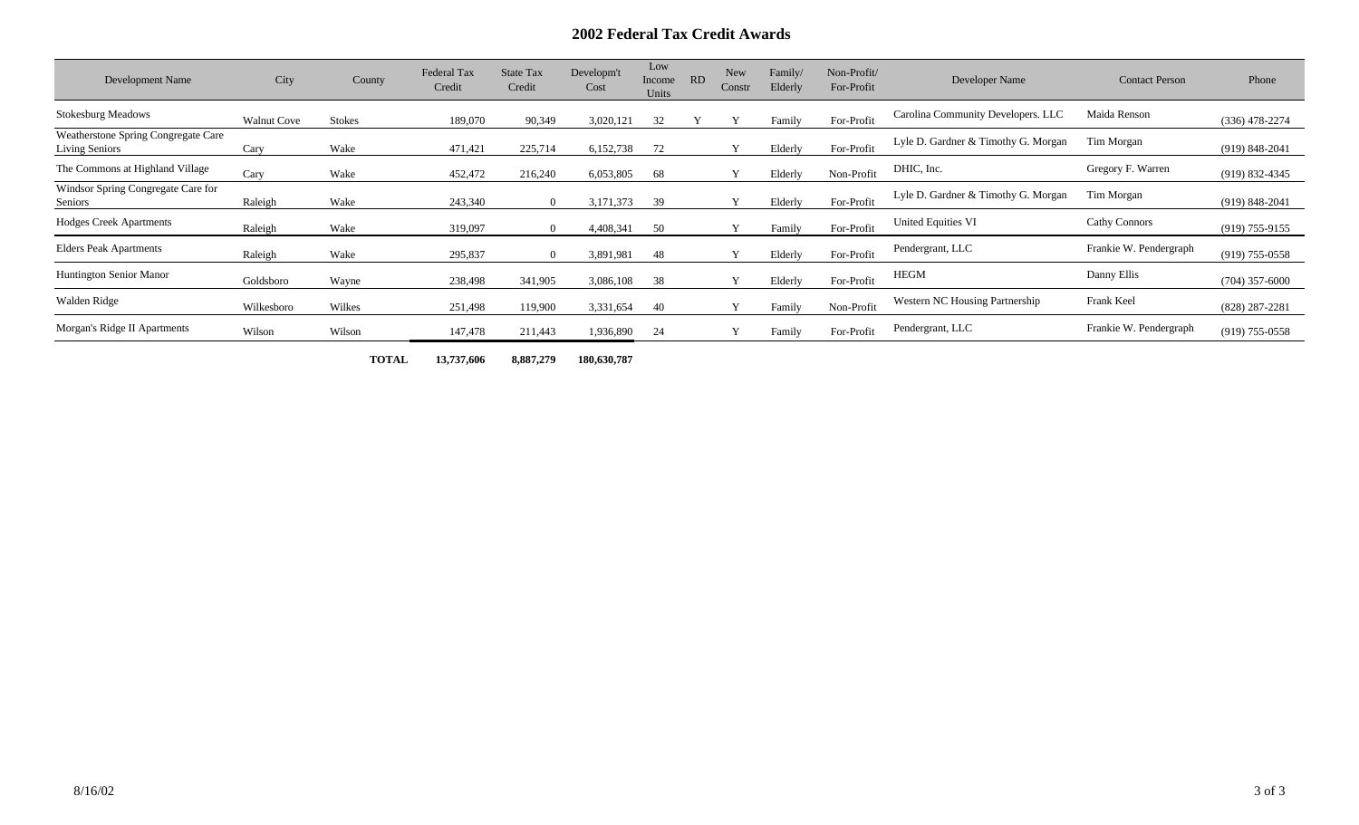## 2002 Federal Tax Credit Awards

| Development Name | City | County | Federal Tax Credit | State Tax Credit | Developm't Cost | Low Income Units | RD | New Constr | Family/ Elderly | Non-Profit/ For-Profit | Developer Name | Contact Person | Phone |
|---|---|---|---|---|---|---|---|---|---|---|---|---|---|
| Stokesburg Meadows | Walnut Cove | Stokes | 189,070 | 90,349 | 3,020,121 | 32 | Y | Y | Family | For-Profit | Carolina Community Developers. LLC | Maida Renson | (336) 478-2274 |
| Weatherstone Spring Congregate Care Living Seniors | Cary | Wake | 471,421 | 225,714 | 6,152,738 | 72 | | Y | Elderly | For-Profit | Lyle D. Gardner & Timothy G. Morgan | Tim Morgan | (919) 848-2041 |
| The Commons at Highland Village | Cary | Wake | 452,472 | 216,240 | 6,053,805 | 68 | | Y | Elderly | Non-Profit | DHIC, Inc. | Gregory F. Warren | (919) 832-4345 |
| Windsor Spring Congregate Care for Seniors | Raleigh | Wake | 243,340 | 0 | 3,171,373 | 39 | | Y | Elderly | For-Profit | Lyle D. Gardner & Timothy G. Morgan | Tim Morgan | (919) 848-2041 |
| Hodges Creek Apartments | Raleigh | Wake | 319,097 | 0 | 4,408,341 | 50 | | Y | Family | For-Profit | United Equities VI | Cathy Connors | (919) 755-9155 |
| Elders Peak Apartments | Raleigh | Wake | 295,837 | 0 | 3,891,981 | 48 | | Y | Elderly | For-Profit | Pendergrant, LLC | Frankie W. Pendergraph | (919) 755-0558 |
| Huntington Senior Manor | Goldsboro | Wayne | 238,498 | 341,905 | 3,086,108 | 38 | | Y | Elderly | For-Profit | HEGM | Danny Ellis | (704) 357-6000 |
| Walden Ridge | Wilkesboro | Wilkes | 251,498 | 119,900 | 3,331,654 | 40 | | Y | Family | Non-Profit | Western NC Housing Partnership | Frank Keel | (828) 287-2281 |
| Morgan's Ridge II Apartments | Wilson | Wilson | 147,478 | 211,443 | 1,936,890 | 24 | | Y | Family | For-Profit | Pendergrant, LLC | Frankie W. Pendergraph | (919) 755-0558 |
| | | **TOTAL** | **13,737,606** | **8,887,279** | **180,630,787** | | | | | | | | |

8/16/02